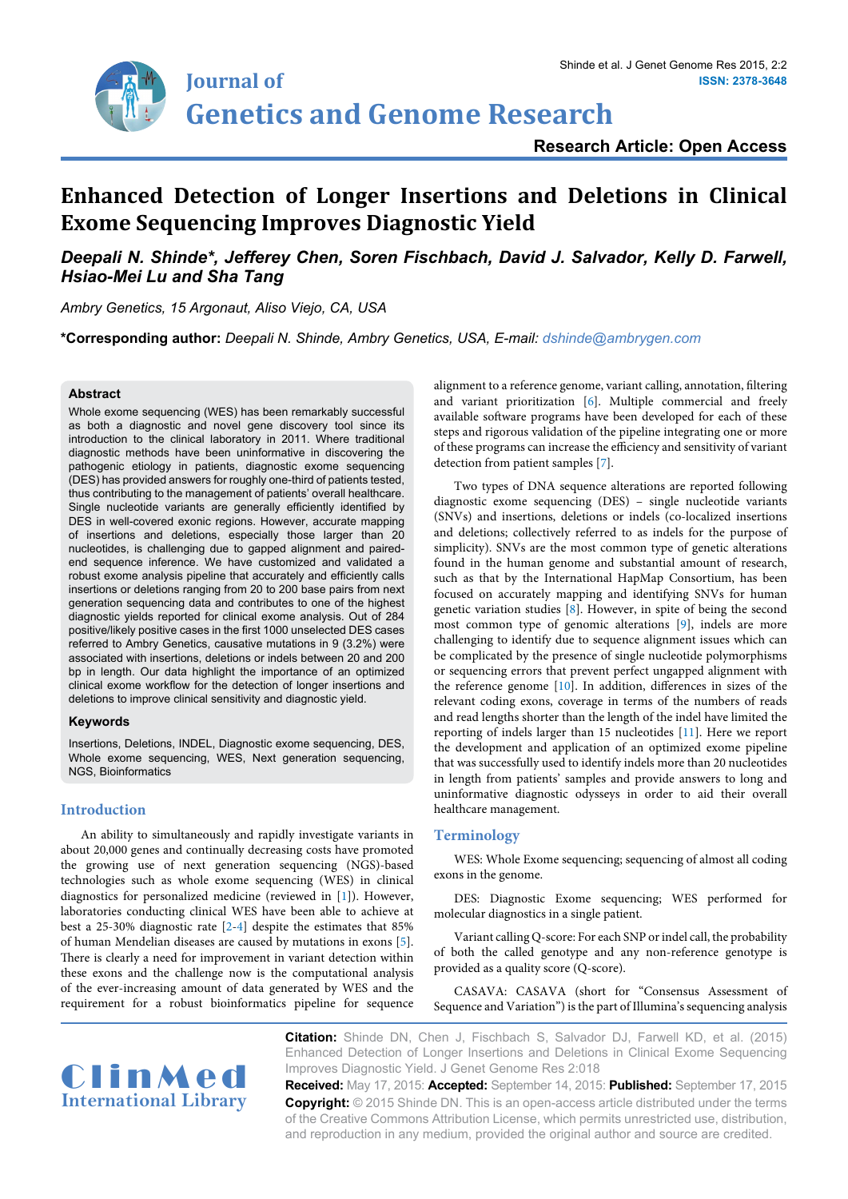Research Article: Open Access

# Enhanced Detection of Longer Insertions and Deletions in Clinical Exome Sequencing Improves Diagnostic Yield

***Deepali N. Shinde\*, Jefferey Chen, Soren Fischbach, David J. Salvador, Kelly D. Farwell, Hsiao-Mei Lu and Sha Tang***

*Ambry Genetics, 15 Argonaut, Aliso Viejo, CA, USA*

**\*Corresponding author:** *Deepali N. Shinde, Ambry Genetics, USA, E-mail: dshinde@ambrygen.com*

## Abstract

Whole exome sequencing (WES) has been remarkably successful as both a diagnostic and novel gene discovery tool since its introduction to the clinical laboratory in 2011. Where traditional diagnostic methods have been uninformative in discovering the pathogenic etiology in patients, diagnostic exome sequencing (DES) has provided answers for roughly one-third of patients tested, thus contributing to the management of patients' overall healthcare. Single nucleotide variants are generally efficiently identified by DES in well-covered exonic regions. However, accurate mapping of insertions and deletions, especially those larger than 20 nucleotides, is challenging due to gapped alignment and paired-end sequence inference. We have customized and validated a robust exome analysis pipeline that accurately and efficiently calls insertions or deletions ranging from 20 to 200 base pairs from next generation sequencing data and contributes to one of the highest diagnostic yields reported for clinical exome analysis. Out of 284 positive/likely positive cases in the first 1000 unselected DES cases referred to Ambry Genetics, causative mutations in 9 (3.2%) were associated with insertions, deletions or indels between 20 and 200 bp in length. Our data highlight the importance of an optimized clinical exome workflow for the detection of longer insertions and deletions to improve clinical sensitivity and diagnostic yield.

## Keywords

Insertions, Deletions, INDEL, Diagnostic exome sequencing, DES, Whole exome sequencing, WES, Next generation sequencing, NGS, Bioinformatics

## Introduction

An ability to simultaneously and rapidly investigate variants in about 20,000 genes and continually decreasing costs have promoted the growing use of next generation sequencing (NGS)-based technologies such as whole exome sequencing (WES) in clinical diagnostics for personalized medicine (reviewed in [1]). However, laboratories conducting clinical WES have been able to achieve at best a 25-30% diagnostic rate [2-4] despite the estimates that 85% of human Mendelian diseases are caused by mutations in exons [5]. There is clearly a need for improvement in variant detection within these exons and the challenge now is the computational analysis of the ever-increasing amount of data generated by WES and the requirement for a robust bioinformatics pipeline for sequence alignment to a reference genome, variant calling, annotation, filtering and variant prioritization [6]. Multiple commercial and freely available software programs have been developed for each of these steps and rigorous validation of the pipeline integrating one or more of these programs can increase the efficiency and sensitivity of variant detection from patient samples [7].

Two types of DNA sequence alterations are reported following diagnostic exome sequencing (DES) – single nucleotide variants (SNVs) and insertions, deletions or indels (co-localized insertions and deletions; collectively referred to as indels for the purpose of simplicity). SNVs are the most common type of genetic alterations found in the human genome and substantial amount of research, such as that by the International HapMap Consortium, has been focused on accurately mapping and identifying SNVs for human genetic variation studies [8]. However, in spite of being the second most common type of genomic alterations [9], indels are more challenging to identify due to sequence alignment issues which can be complicated by the presence of single nucleotide polymorphisms or sequencing errors that prevent perfect ungapped alignment with the reference genome [10]. In addition, differences in sizes of the relevant coding exons, coverage in terms of the numbers of reads and read lengths shorter than the length of the indel have limited the reporting of indels larger than 15 nucleotides [11]. Here we report the development and application of an optimized exome pipeline that was successfully used to identify indels more than 20 nucleotides in length from patients' samples and provide answers to long and uninformative diagnostic odysseys in order to aid their overall healthcare management.

## Terminology

WES: Whole Exome sequencing; sequencing of almost all coding exons in the genome.

DES: Diagnostic Exome sequencing; WES performed for molecular diagnostics in a single patient.

Variant calling Q-score: For each SNP or indel call, the probability of both the called genotype and any non-reference genotype is provided as a quality score (Q-score).

CASAVA: CASAVA (short for "Consensus Assessment of Sequence and Variation") is the part of Illumina's sequencing analysis

**Citation:** Shinde DN, Chen J, Fischbach S, Salvador DJ, Farwell KD, et al. (2015) Enhanced Detection of Longer Insertions and Deletions in Clinical Exome Sequencing Improves Diagnostic Yield. J Genet Genome Res 2:018

**Received:** May 17, 2015: **Accepted:** September 14, 2015: **Published:** September 17, 2015

**Copyright:** © 2015 Shinde DN. This is an open-access article distributed under the terms of the Creative Commons Attribution License, which permits unrestricted use, distribution, and reproduction in any medium, provided the original author and source are credited.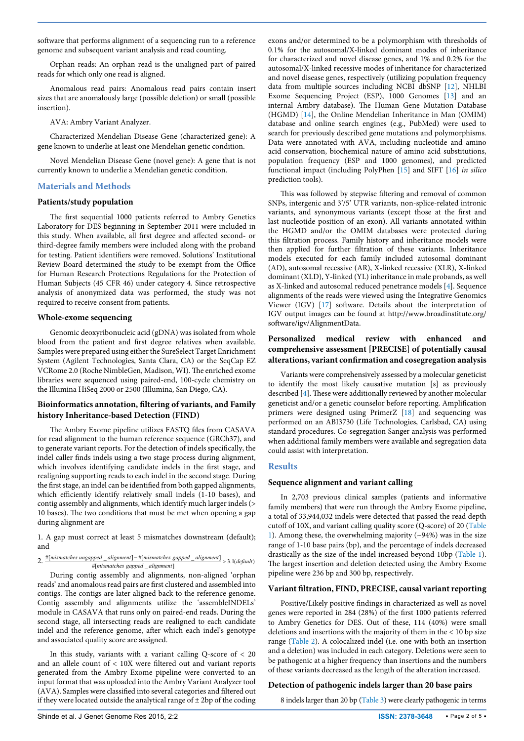software that performs alignment of a sequencing run to a reference genome and subsequent variant analysis and read counting.

Orphan reads: An orphan read is the unaligned part of paired reads for which only one read is aligned.

Anomalous read pairs: Anomalous read pairs contain insert sizes that are anomalously large (possible deletion) or small (possible insertion).

AVA: Ambry Variant Analyzer.

Characterized Mendelian Disease Gene (characterized gene): A gene known to underlie at least one Mendelian genetic condition.

Novel Mendelian Disease Gene (novel gene): A gene that is not currently known to underlie a Mendelian genetic condition.

## Materials and Methods

### Patients/study population

The first sequential 1000 patients referred to Ambry Genetics Laboratory for DES beginning in September 2011 were included in this study. When available, all first degree and affected second- or third-degree family members were included along with the proband for testing. Patient identifiers were removed. Solutions' Institutional Review Board determined the study to be exempt from the Office for Human Research Protections Regulations for the Protection of Human Subjects (45 CFR 46) under category 4. Since retrospective analysis of anonymized data was performed, the study was not required to receive consent from patients.

### Whole-exome sequencing

Genomic deoxyribonucleic acid (gDNA) was isolated from whole blood from the patient and first degree relatives when available. Samples were prepared using either the SureSelect Target Enrichment System (Agilent Technologies, Santa Clara, CA) or the SeqCap EZ VCRome 2.0 (Roche NimbleGen, Madison, WI). The enriched exome libraries were sequenced using paired-end, 100-cycle chemistry on the Illumina HiSeq 2000 or 2500 (Illumina, San Diego, CA).

### Bioinformatics annotation, filtering of variants, and Family history Inheritance-based Detection (FIND)

The Ambry Exome pipeline utilizes FASTQ files from CASAVA for read alignment to the human reference sequence (GRCh37), and to generate variant reports. For the detection of indels specifically, the indel caller finds indels using a two stage process during alignment, which involves identifying candidate indels in the first stage, and realigning supporting reads to each indel in the second stage. During the first stage, an indel can be identified from both gapped alignments, which efficiently identify relatively small indels (1-10 bases), and contig assembly and alignments, which identify much larger indels (> 10 bases). The two conditions that must be met when opening a gap during alignment are

1. A gap must correct at least 5 mismatches downstream (default); and

2. $\frac{\#[mismatches\ ungapped\_alignment] - \#[mismatches\ gapped\_alignment]}{\#[mismatches\ gapped\_alignment]} > 3.1(default)$

During contig assembly and alignments, non-aligned 'orphan reads' and anomalous read pairs are first clustered and assembled into contigs. The contigs are later aligned back to the reference genome. Contig assembly and alignments utilize the 'assembleINDELs' module in CASAVA that runs only on paired-end reads. During the second stage, all intersecting reads are realigned to each candidate indel and the reference genome, after which each indel's genotype and associated quality score are assigned.

In this study, variants with a variant calling Q-score of < 20 and an allele count of < 10X were filtered out and variant reports generated from the Ambry Exome pipeline were converted to an input format that was uploaded into the Ambry Variant Analyzer tool (AVA). Samples were classified into several categories and filtered out if they were located outside the analytical range of ± 2bp of the coding exons and/or determined to be a polymorphism with thresholds of 0.1% for the autosomal/X-linked dominant modes of inheritance for characterized and novel disease genes, and 1% and 0.2% for the autosomal/X-linked recessive modes of inheritance for characterized and novel disease genes, respectively (utilizing population frequency data from multiple sources including NCBI dbSNP [12], NHLBI Exome Sequencing Project (ESP), 1000 Genomes [13] and an internal Ambry database). The Human Gene Mutation Database (HGMD) [14], the Online Mendelian Inheritance in Man (OMIM) database and online search engines (e.g., PubMed) were used to search for previously described gene mutations and polymorphisms. Data were annotated with AVA, including nucleotide and amino acid conservation, biochemical nature of amino acid substitutions, population frequency (ESP and 1000 genomes), and predicted functional impact (including PolyPhen [15] and SIFT [16] *in silico* prediction tools).

This was followed by stepwise filtering and removal of common SNPs, intergenic and 3'/5' UTR variants, non-splice-related intronic variants, and synonymous variants (except those at the first and last nucleotide position of an exon). All variants annotated within the HGMD and/or the OMIM databases were protected during this filtration process. Family history and inheritance models were then applied for further filtration of these variants. Inheritance models executed for each family included autosomal dominant (AD), autosomal recessive (AR), X-linked recessive (XLR), X-linked dominant (XLD), Y-linked (YL) inheritance in male probands, as well as X-linked and autosomal reduced penetrance models [4]. Sequence alignments of the reads were viewed using the Integrative Genomics Viewer (IGV) [17] software. Details about the interpretation of IGV output images can be found at http://www.broadinstitute.org/software/igv/AlignmentData.

### Personalized medical review with enhanced and comprehensive assessment [PRECISE] of potentially causal alterations, variant confirmation and cosegregation analysis

Variants were comprehensively assessed by a molecular geneticist to identify the most likely causative mutation [s] as previously described [4]. These were additionally reviewed by another molecular geneticist and/or a genetic counselor before reporting. Amplification primers were designed using PrimerZ [18] and sequencing was performed on an ABI3730 (Life Technologies, Carlsbad, CA) using standard procedures. Co-segregation Sanger analysis was performed when additional family members were available and segregation data could assist with interpretation.

## Results

### Sequence alignment and variant calling

In 2,703 previous clinical samples (patients and informative family members) that were run through the Ambry Exome pipeline, a total of 33,944,032 indels were detected that passed the read depth cutoff of 10X, and variant calling quality score (Q-score) of 20 (Table 1). Among these, the overwhelming majority (~94%) was in the size range of 1-10 base pairs (bp), and the percentage of indels decreased drastically as the size of the indel increased beyond 10bp (Table 1). The largest insertion and deletion detected using the Ambry Exome pipeline were 236 bp and 300 bp, respectively.

### Variant filtration, FIND, PRECISE, causal variant reporting

Positive/Likely positive findings in characterized as well as novel genes were reported in 284 (28%) of the first 1000 patients referred to Ambry Genetics for DES. Out of these, 114 (40%) were small deletions and insertions with the majority of them in the < 10 bp size range (Table 2). A colocalized indel (i.e. one with both an insertion and a deletion) was included in each category. Deletions were seen to be pathogenic at a higher frequency than insertions and the numbers of these variants decreased as the length of the alteration increased.

### Detection of pathogenic indels larger than 20 base pairs

8 indels larger than 20 bp (Table 3) were clearly pathogenic in terms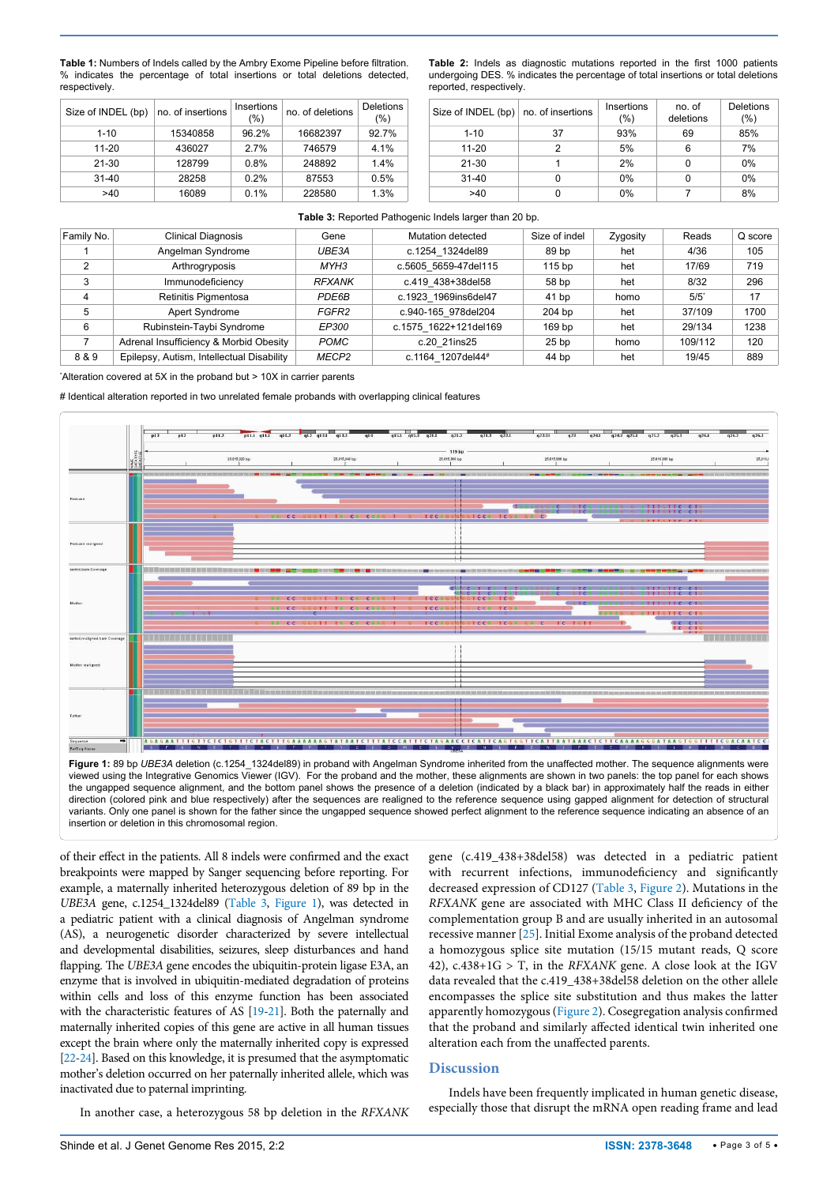**Table 1:** Numbers of Indels called by the Ambry Exome Pipeline before filtration. % indicates the percentage of total insertions or total deletions detected, respectively.

| Size of INDEL (bp) | no. of insertions | Insertions (%) | no. of deletions | Deletions (%) |
|---|---|---|---|---|
| 1-10 | 15340858 | 96.2% | 16682397 | 92.7% |
| 11-20 | 436027 | 2.7% | 746579 | 4.1% |
| 21-30 | 128799 | 0.8% | 248892 | 1.4% |
| 31-40 | 28258 | 0.2% | 87553 | 0.5% |
| >40 | 16089 | 0.1% | 228580 | 1.3% |

**Table 2:** Indels as diagnostic mutations reported in the first 1000 patients undergoing DES. % indicates the percentage of total insertions or total deletions reported, respectively.

| Size of INDEL (bp) | no. of insertions | Insertions (%) | no. of deletions | Deletions (%) |
|---|---|---|---|---|
| 1-10 | 37 | 93% | 69 | 85% |
| 11-20 | 2 | 5% | 6 | 7% |
| 21-30 | 1 | 2% | 0 | 0% |
| 31-40 | 0 | 0% | 0 | 0% |
| >40 | 0 | 0% | 7 | 8% |

**Table 3:** Reported Pathogenic Indels larger than 20 bp.

| Family No. | Clinical Diagnosis | Gene | Mutation detected | Size of indel | Zygosity | Reads | Q score |
|---|---|---|---|---|---|---|---|
| 1 | Angelman Syndrome | *UBE3A* | c.1254_1324del89 | 89 bp | het | 4/36 | 105 |
| 2 | Arthrogryposis | *MYH3* | c.5605_5659-47del115 | 115 bp | het | 17/69 | 719 |
| 3 | Immunodeficiency | *RFXANK* | c.419_438+38del58 | 58 bp | het | 8/32 | 296 |
| 4 | Retinitis Pigmentosa | *PDE6B* | c.1923_1969ins6del47 | 41 bp | homo | 5/5' | 17 |
| 5 | Apert Syndrome | *FGFR2* | c.940-165_978del204 | 204 bp | het | 37/109 | 1700 |
| 6 | Rubinstein-Taybi Syndrome | *EP300* | c.1575_1622+121del169 | 169 bp | het | 29/134 | 1238 |
| 7 | Adrenal Insufficiency & Morbid Obesity | *POMC* | c.20_21ins25 | 25 bp | homo | 109/112 | 120 |
| 8 & 9 | Epilepsy, Autism, Intellectual Disability | *MECP2* | c.1164_1207del44# | 44 bp | het | 19/45 | 889 |

'Alteration covered at 5X in the proband but > 10X in carrier parents

# Identical alteration reported in two unrelated female probands with overlapping clinical features

**Figure 1:** 89 bp *UBE3A* deletion (c.1254_1324del89) in proband with Angelman Syndrome inherited from the unaffected mother. The sequence alignments were viewed using the Integrative Genomics Viewer (IGV). For the proband and the mother, these alignments are shown in two panels: the top panel for each shows the ungapped sequence alignment, and the bottom panel shows the presence of a deletion (indicated by a black bar) in approximately half the reads in either direction (colored pink and blue respectively) after the sequences are realigned to the reference sequence using gapped alignment for detection of structural variants. Only one panel is shown for the father since the ungapped sequence showed perfect alignment to the reference sequence indicating an absence of an insertion or deletion in this chromosomal region.

of their effect in the patients. All 8 indels were confirmed and the exact breakpoints were mapped by Sanger sequencing before reporting. For example, a maternally inherited heterozygous deletion of 89 bp in the *UBE3A* gene, c.1254_1324del89 (Table 3, Figure 1), was detected in a pediatric patient with a clinical diagnosis of Angelman syndrome (AS), a neurogenetic disorder characterized by severe intellectual and developmental disabilities, seizures, sleep disturbances and hand flapping. The *UBE3A* gene encodes the ubiquitin-protein ligase E3A, an enzyme that is involved in ubiquitin-mediated degradation of proteins within cells and loss of this enzyme function has been associated with the characteristic features of AS [19-21]. Both the paternally and maternally inherited copies of this gene are active in all human tissues except the brain where only the maternally inherited copy is expressed [22-24]. Based on this knowledge, it is presumed that the asymptomatic mother's deletion occurred on her paternally inherited allele, which was inactivated due to paternal imprinting.

In another case, a heterozygous 58 bp deletion in the *RFXANK* gene (c.419_438+38del58) was detected in a pediatric patient with recurrent infections, immunodeficiency and significantly decreased expression of CD127 (Table 3, Figure 2). Mutations in the *RFXANK* gene are associated with MHC Class II deficiency of the complementation group B and are usually inherited in an autosomal recessive manner [25]. Initial Exome analysis of the proband detected a homozygous splice site mutation (15/15 mutant reads, Q score 42), c.438+1G > T, in the *RFXANK* gene. A close look at the IGV data revealed that the c.419_438+38del58 deletion on the other allele encompasses the splice site substitution and thus makes the latter apparently homozygous (Figure 2). Cosegregation analysis confirmed that the proband and similarly affected identical twin inherited one alteration each from the unaffected parents.

## Discussion

Indels have been frequently implicated in human genetic disease, especially those that disrupt the mRNA open reading frame and lead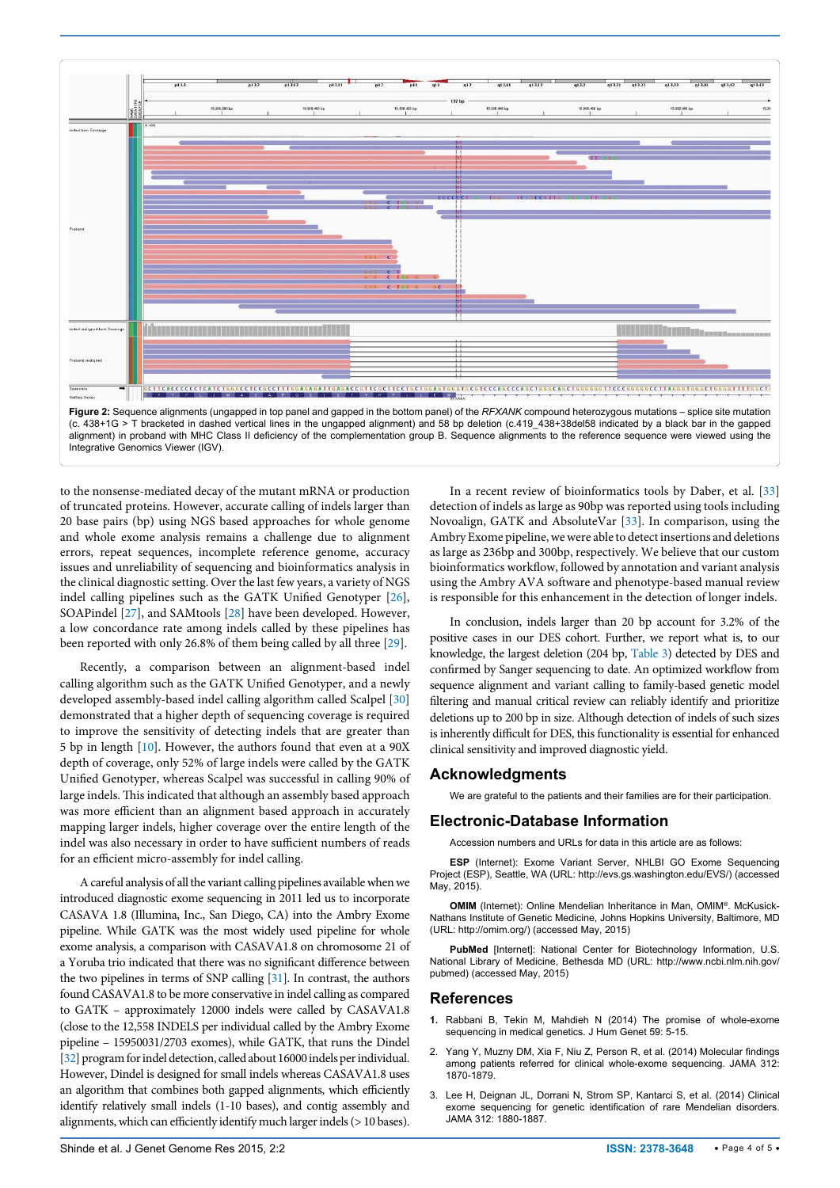Figure 2: Sequence alignments (ungapped in top panel and gapped in the bottom panel) of the *RFXANK* compound heterozygous mutations – splice site mutation (c. 438+1G > T bracketed in dashed vertical lines in the ungapped alignment) and 58 bp deletion (c.419_438+38del58 indicated by a black bar in the gapped alignment) in proband with MHC Class II deficiency of the complementation group B. Sequence alignments to the reference sequence were viewed using the Integrative Genomics Viewer (IGV).

to the nonsense-mediated decay of the mutant mRNA or production of truncated proteins. However, accurate calling of indels larger than 20 base pairs (bp) using NGS based approaches for whole genome and whole exome analysis remains a challenge due to alignment errors, repeat sequences, incomplete reference genome, accuracy issues and unreliability of sequencing and bioinformatics analysis in the clinical diagnostic setting. Over the last few years, a variety of NGS indel calling pipelines such as the GATK Unified Genotyper [26], SOAPindel [27], and SAMtools [28] have been developed. However, a low concordance rate among indels called by these pipelines has been reported with only 26.8% of them being called by all three [29].

Recently, a comparison between an alignment-based indel calling algorithm such as the GATK Unified Genotyper, and a newly developed assembly-based indel calling algorithm called Scalpel [30] demonstrated that a higher depth of sequencing coverage is required to improve the sensitivity of detecting indels that are greater than 5 bp in length [10]. However, the authors found that even at a 90X depth of coverage, only 52% of large indels were called by the GATK Unified Genotyper, whereas Scalpel was successful in calling 90% of large indels. This indicated that although an assembly based approach was more efficient than an alignment based approach in accurately mapping larger indels, higher coverage over the entire length of the indel was also necessary in order to have sufficient numbers of reads for an efficient micro-assembly for indel calling.

A careful analysis of all the variant calling pipelines available when we introduced diagnostic exome sequencing in 2011 led us to incorporate CASAVA 1.8 (Illumina, Inc., San Diego, CA) into the Ambry Exome pipeline. While GATK was the most widely used pipeline for whole exome analysis, a comparison with CASAVA1.8 on chromosome 21 of a Yoruba trio indicated that there was no significant difference between the two pipelines in terms of SNP calling [31]. In contrast, the authors found CASAVA1.8 to be more conservative in indel calling as compared to GATK – approximately 12000 indels were called by CASAVA1.8 (close to the 12,558 INDELS per individual called by the Ambry Exome pipeline – 15950031/2703 exomes), while GATK, that runs the Dindel [32] program for indel detection, called about 16000 indels per individual. However, Dindel is designed for small indels whereas CASAVA1.8 uses an algorithm that combines both gapped alignments, which efficiently identify relatively small indels (1-10 bases), and contig assembly and alignments, which can efficiently identify much larger indels (> 10 bases).

In a recent review of bioinformatics tools by Daber, et al. [33] detection of indels as large as 90bp was reported using tools including Novoalign, GATK and AbsoluteVar [33]. In comparison, using the Ambry Exome pipeline, we were able to detect insertions and deletions as large as 236bp and 300bp, respectively. We believe that our custom bioinformatics workflow, followed by annotation and variant analysis using the Ambry AVA software and phenotype-based manual review is responsible for this enhancement in the detection of longer indels.

In conclusion, indels larger than 20 bp account for 3.2% of the positive cases in our DES cohort. Further, we report what is, to our knowledge, the largest deletion (204 bp, Table 3) detected by DES and confirmed by Sanger sequencing to date. An optimized workflow from sequence alignment and variant calling to family-based genetic model filtering and manual critical review can reliably identify and prioritize deletions up to 200 bp in size. Although detection of indels of such sizes is inherently difficult for DES, this functionality is essential for enhanced clinical sensitivity and improved diagnostic yield.

## Acknowledgments

We are grateful to the patients and their families are for their participation.

## Electronic-Database Information

Accession numbers and URLs for data in this article are as follows:

**ESP** (Internet): Exome Variant Server, NHLBI GO Exome Sequencing Project (ESP), Seattle, WA (URL: http://evs.gs.washington.edu/EVS/) (accessed May, 2015).

**OMIM** (Internet): Online Mendelian Inheritance in Man, OMIM®. McKusick-Nathans Institute of Genetic Medicine, Johns Hopkins University, Baltimore, MD (URL: http://omim.org/) (accessed May, 2015)

**PubMed** [Internet]: National Center for Biotechnology Information, U.S. National Library of Medicine, Bethesda MD (URL: http://www.ncbi.nlm.nih.gov/pubmed) (accessed May, 2015)

## References

1. Rabbani B, Tekin M, Mahdieh N (2014) The promise of whole-exome sequencing in medical genetics. J Hum Genet 59: 5-15.
2. Yang Y, Muzny DM, Xia F, Niu Z, Person R, et al. (2014) Molecular findings among patients referred for clinical whole-exome sequencing. JAMA 312: 1870-1879.
3. Lee H, Deignan JL, Dorrani N, Strom SP, Kantarci S, et al. (2014) Clinical exome sequencing for genetic identification of rare Mendelian disorders. JAMA 312: 1880-1887.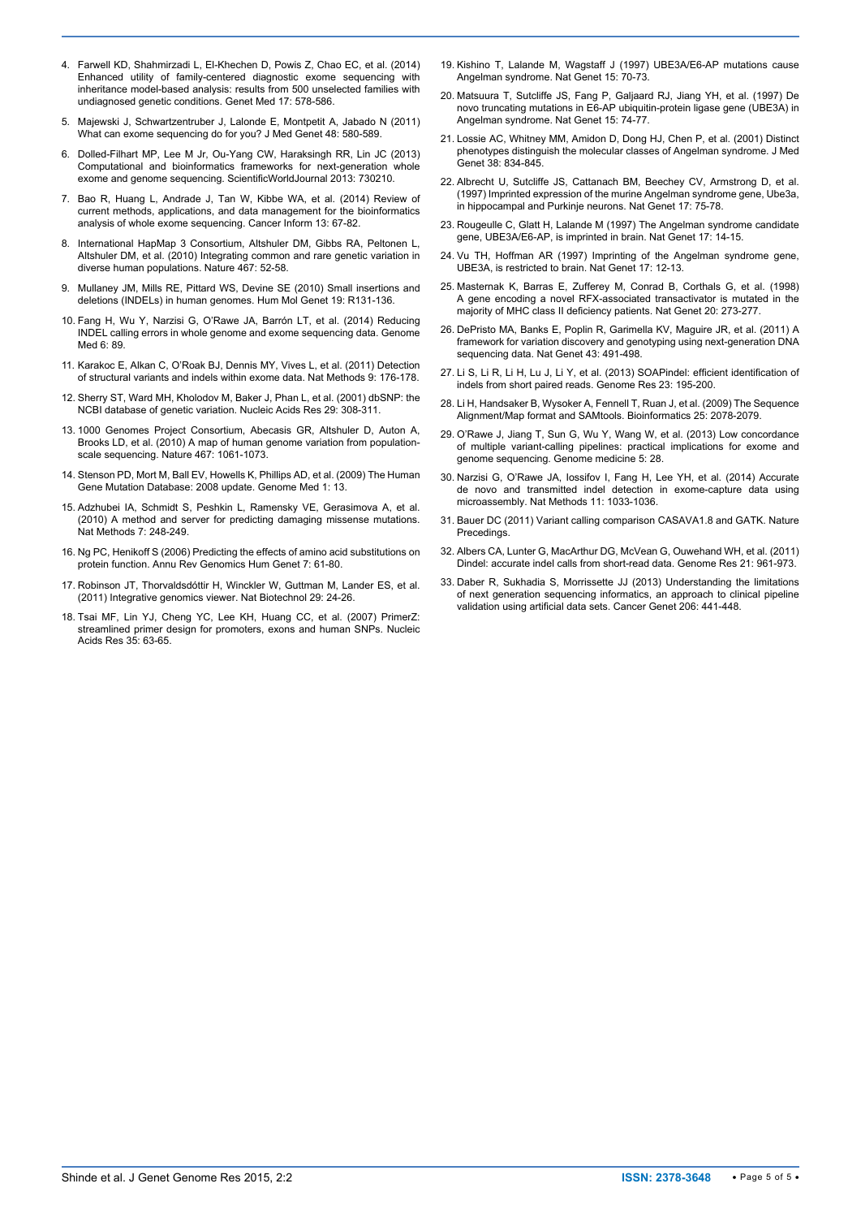4. Farwell KD, Shahmirzadi L, El-Khechen D, Powis Z, Chao EC, et al. (2014) Enhanced utility of family-centered diagnostic exome sequencing with inheritance model-based analysis: results from 500 unselected families with undiagnosed genetic conditions. Genet Med 17: 578-586.

5. Majewski J, Schwartzentruber J, Lalonde E, Montpetit A, Jabado N (2011) What can exome sequencing do for you? J Med Genet 48: 580-589.

6. Dolled-Filhart MP, Lee M Jr, Ou-Yang CW, Haraksingh RR, Lin JC (2013) Computational and bioinformatics frameworks for next-generation whole exome and genome sequencing. ScientificWorldJournal 2013: 730210.

7. Bao R, Huang L, Andrade J, Tan W, Kibbe WA, et al. (2014) Review of current methods, applications, and data management for the bioinformatics analysis of whole exome sequencing. Cancer Inform 13: 67-82.

8. International HapMap 3 Consortium, Altshuler DM, Gibbs RA, Peltonen L, Altshuler DM, et al. (2010) Integrating common and rare genetic variation in diverse human populations. Nature 467: 52-58.

9. Mullaney JM, Mills RE, Pittard WS, Devine SE (2010) Small insertions and deletions (INDELs) in human genomes. Hum Mol Genet 19: R131-136.

10. Fang H, Wu Y, Narzisi G, O'Rawe JA, Barrón LT, et al. (2014) Reducing INDEL calling errors in whole genome and exome sequencing data. Genome Med 6: 89.

11. Karakoc E, Alkan C, O'Roak BJ, Dennis MY, Vives L, et al. (2011) Detection of structural variants and indels within exome data. Nat Methods 9: 176-178.

12. Sherry ST, Ward MH, Kholodov M, Baker J, Phan L, et al. (2001) dbSNP: the NCBI database of genetic variation. Nucleic Acids Res 29: 308-311.

13. 1000 Genomes Project Consortium, Abecasis GR, Altshuler D, Auton A, Brooks LD, et al. (2010) A map of human genome variation from population-scale sequencing. Nature 467: 1061-1073.

14. Stenson PD, Mort M, Ball EV, Howells K, Phillips AD, et al. (2009) The Human Gene Mutation Database: 2008 update. Genome Med 1: 13.

15. Adzhubei IA, Schmidt S, Peshkin L, Ramensky VE, Gerasimova A, et al. (2010) A method and server for predicting damaging missense mutations. Nat Methods 7: 248-249.

16. Ng PC, Henikoff S (2006) Predicting the effects of amino acid substitutions on protein function. Annu Rev Genomics Hum Genet 7: 61-80.

17. Robinson JT, Thorvaldsdóttir H, Winckler W, Guttman M, Lander ES, et al. (2011) Integrative genomics viewer. Nat Biotechnol 29: 24-26.

18. Tsai MF, Lin YJ, Cheng YC, Lee KH, Huang CC, et al. (2007) PrimerZ: streamlined primer design for promoters, exons and human SNPs. Nucleic Acids Res 35: 63-65.

19. Kishino T, Lalande M, Wagstaff J (1997) UBE3A/E6-AP mutations cause Angelman syndrome. Nat Genet 15: 70-73.

20. Matsuura T, Sutcliffe JS, Fang P, Galjaard RJ, Jiang YH, et al. (1997) De novo truncating mutations in E6-AP ubiquitin-protein ligase gene (UBE3A) in Angelman syndrome. Nat Genet 15: 74-77.

21. Lossie AC, Whitney MM, Amidon D, Dong HJ, Chen P, et al. (2001) Distinct phenotypes distinguish the molecular classes of Angelman syndrome. J Med Genet 38: 834-845.

22. Albrecht U, Sutcliffe JS, Cattanach BM, Beechey CV, Armstrong D, et al. (1997) Imprinted expression of the murine Angelman syndrome gene, Ube3a, in hippocampal and Purkinje neurons. Nat Genet 17: 75-78.

23. Rougeulle C, Glatt H, Lalande M (1997) The Angelman syndrome candidate gene, UBE3A/E6-AP, is imprinted in brain. Nat Genet 17: 14-15.

24. Vu TH, Hoffman AR (1997) Imprinting of the Angelman syndrome gene, UBE3A, is restricted to brain. Nat Genet 17: 12-13.

25. Masternak K, Barras E, Zufferey M, Conrad B, Corthals G, et al. (1998) A gene encoding a novel RFX-associated transactivator is mutated in the majority of MHC class II deficiency patients. Nat Genet 20: 273-277.

26. DePristo MA, Banks E, Poplin R, Garimella KV, Maguire JR, et al. (2011) A framework for variation discovery and genotyping using next-generation DNA sequencing data. Nat Genet 43: 491-498.

27. Li S, Li R, Li H, Lu J, Li Y, et al. (2013) SOAPindel: efficient identification of indels from short paired reads. Genome Res 23: 195-200.

28. Li H, Handsaker B, Wysoker A, Fennell T, Ruan J, et al. (2009) The Sequence Alignment/Map format and SAMtools. Bioinformatics 25: 2078-2079.

29. O'Rawe J, Jiang T, Sun G, Wu Y, Wang W, et al. (2013) Low concordance of multiple variant-calling pipelines: practical implications for exome and genome sequencing. Genome medicine 5: 28.

30. Narzisi G, O'Rawe JA, Iossifov I, Fang H, Lee YH, et al. (2014) Accurate de novo and transmitted indel detection in exome-capture data using microassembly. Nat Methods 11: 1033-1036.

31. Bauer DC (2011) Variant calling comparison CASAVA1.8 and GATK. Nature Precedings.

32. Albers CA, Lunter G, MacArthur DG, McVean G, Ouwehand WH, et al. (2011) Dindel: accurate indel calls from short-read data. Genome Res 21: 961-973.

33. Daber R, Sukhadia S, Morrissette JJ (2013) Understanding the limitations of next generation sequencing informatics, an approach to clinical pipeline validation using artificial data sets. Cancer Genet 206: 441-448.